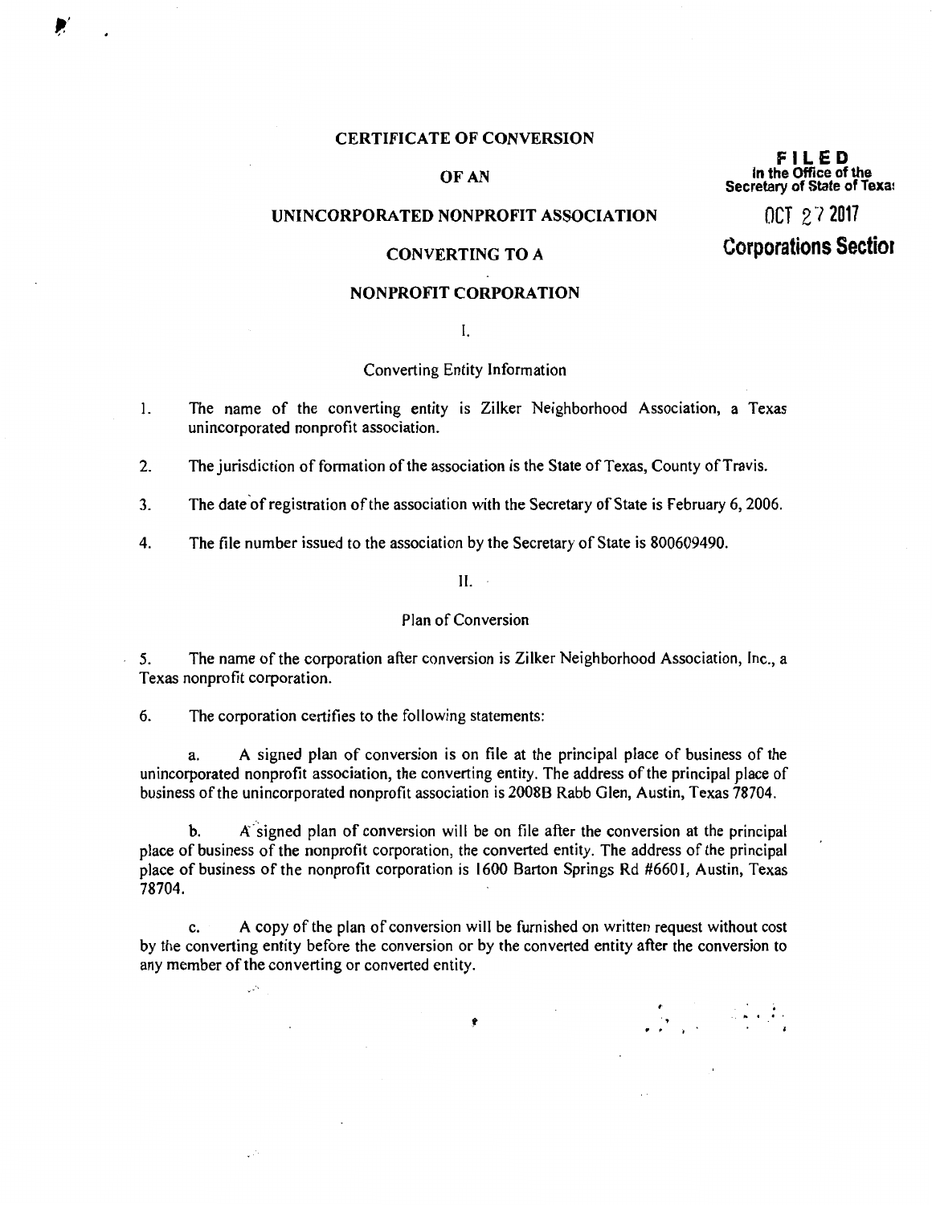# CERTIFICATE OF CONVERSION

# OF AN

# UNINCORPORATED NONPROFIT ASSOCIATION

# CONVERTING TO A

# NONPROFIT CORPORATION

**FILED**
In the Office of the
Secretary of State of Texas

OCT 27 2017

**Corporations Section**

I.

Converting Entity Information

1. The name of the converting entity is Zilker Neighborhood Association, a Texas unincorporated nonprofit association.

2. The jurisdiction of formation of the association is the State of Texas, County of Travis.

3. The date of registration of the association with the Secretary of State is February 6, 2006.

4. The file number issued to the association by the Secretary of State is 800609490.

II.

Plan of Conversion

5. The name of the corporation after conversion is Zilker Neighborhood Association, Inc., a Texas nonprofit corporation.

6. The corporation certifies to the following statements:

a. A signed plan of conversion is on file at the principal place of business of the unincorporated nonprofit association, the converting entity. The address of the principal place of business of the unincorporated nonprofit association is 2008B Rabb Glen, Austin, Texas 78704.

b. A signed plan of conversion will be on file after the conversion at the principal place of business of the nonprofit corporation, the converted entity. The address of the principal place of business of the nonprofit corporation is 1600 Barton Springs Rd #6601, Austin, Texas 78704.

c. A copy of the plan of conversion will be furnished on written request without cost by the converting entity before the conversion or by the converted entity after the conversion to any member of the converting or converted entity.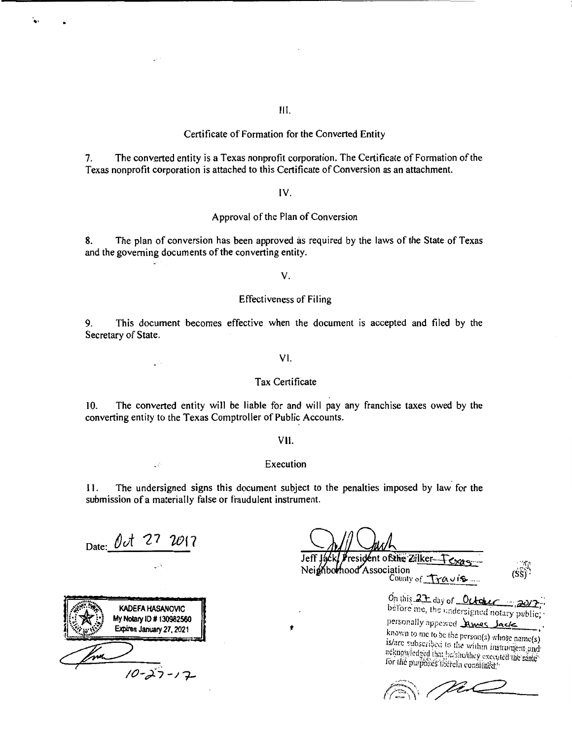III.

Certificate of Formation for the Converted Entity

7. The converted entity is a Texas nonprofit corporation. The Certificate of Formation of the Texas nonprofit corporation is attached to this Certificate of Conversion as an attachment.

IV.

Approval of the Plan of Conversion

8. The plan of conversion has been approved as required by the laws of the State of Texas and the governing documents of the converting entity.

V.

Effectiveness of Filing

9. This document becomes effective when the document is accepted and filed by the Secretary of State.

VI.

Tax Certificate

10. The converted entity will be liable for and will pay any franchise taxes owed by the converting entity to the Texas Comptroller of Public Accounts.

VII.

Execution

11. The undersigned signs this document subject to the penalties imposed by law for the submission of a materially false or fraudulent instrument.

Date: Oct 27 2017

Jeff Jack, President of the Zilker Texas Neighborhood Association

County of Travis (SS)

On this 27 day of October, 2017, before me, the undersigned notary public, personally appeared James Jack, known to me to be the person(s) whose name(s) is/are subscribed to the within instrument and acknowledged that he/she/they executed the same for the purposes therein contained.

KADEFA HASANOVIC
My Notary ID # 130982560
Expires January 27, 2021

10-27-17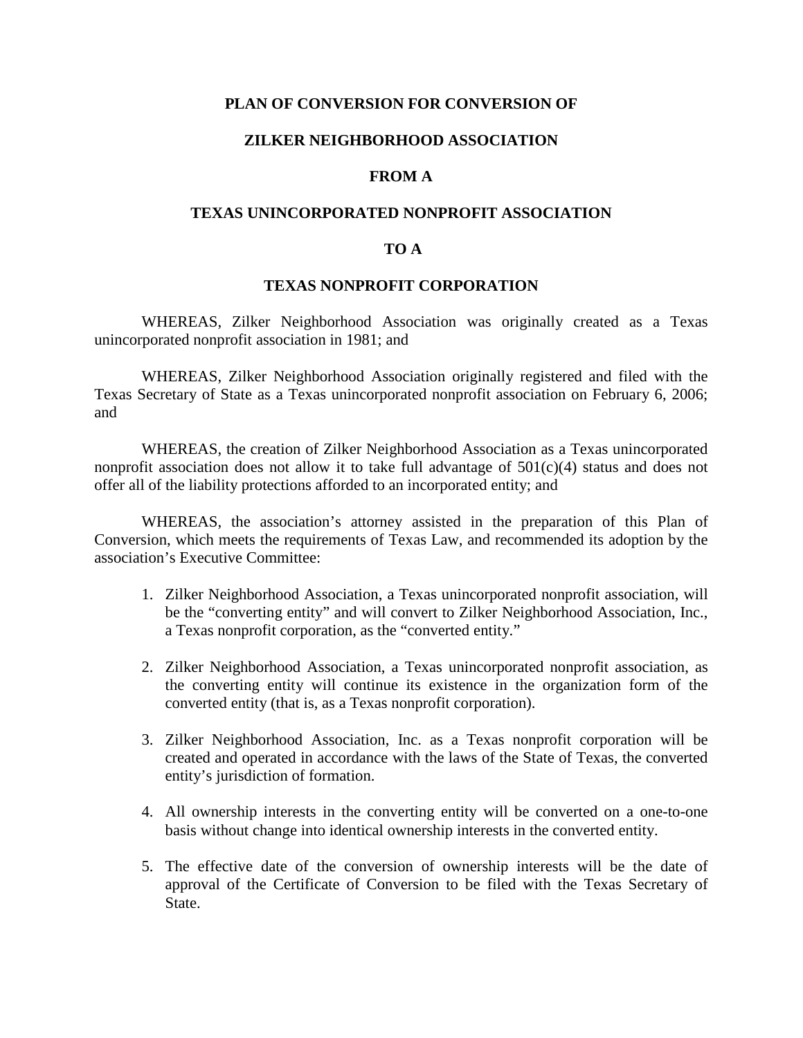**PLAN OF CONVERSION FOR CONVERSION OF**

**ZILKER NEIGHBORHOOD ASSOCIATION**

**FROM A**

**TEXAS UNINCORPORATED NONPROFIT ASSOCIATION**

**TO A**

**TEXAS NONPROFIT CORPORATION**

WHEREAS, Zilker Neighborhood Association was originally created as a Texas unincorporated nonprofit association in 1981; and

WHEREAS, Zilker Neighborhood Association originally registered and filed with the Texas Secretary of State as a Texas unincorporated nonprofit association on February 6, 2006; and

WHEREAS, the creation of Zilker Neighborhood Association as a Texas unincorporated nonprofit association does not allow it to take full advantage of 501(c)(4) status and does not offer all of the liability protections afforded to an incorporated entity; and

WHEREAS, the association's attorney assisted in the preparation of this Plan of Conversion, which meets the requirements of Texas Law, and recommended its adoption by the association's Executive Committee:

1. Zilker Neighborhood Association, a Texas unincorporated nonprofit association, will be the "converting entity" and will convert to Zilker Neighborhood Association, Inc., a Texas nonprofit corporation, as the "converted entity."

2. Zilker Neighborhood Association, a Texas unincorporated nonprofit association, as the converting entity will continue its existence in the organization form of the converted entity (that is, as a Texas nonprofit corporation).

3. Zilker Neighborhood Association, Inc. as a Texas nonprofit corporation will be created and operated in accordance with the laws of the State of Texas, the converted entity's jurisdiction of formation.

4. All ownership interests in the converting entity will be converted on a one-to-one basis without change into identical ownership interests in the converted entity.

5. The effective date of the conversion of ownership interests will be the date of approval of the Certificate of Conversion to be filed with the Texas Secretary of State.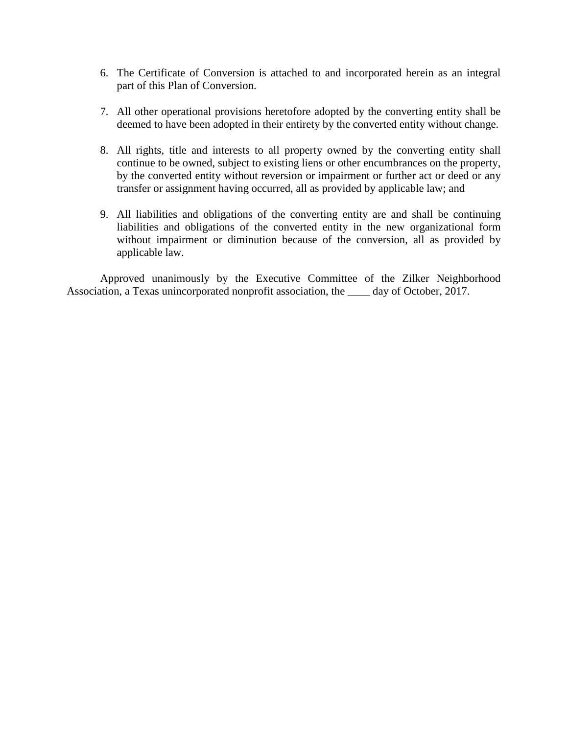6. The Certificate of Conversion is attached to and incorporated herein as an integral part of this Plan of Conversion.

7. All other operational provisions heretofore adopted by the converting entity shall be deemed to have been adopted in their entirety by the converted entity without change.

8. All rights, title and interests to all property owned by the converting entity shall continue to be owned, subject to existing liens or other encumbrances on the property, by the converted entity without reversion or impairment or further act or deed or any transfer or assignment having occurred, all as provided by applicable law; and

9. All liabilities and obligations of the converting entity are and shall be continuing liabilities and obligations of the converted entity in the new organizational form without impairment or diminution because of the conversion, all as provided by applicable law.

Approved unanimously by the Executive Committee of the Zilker Neighborhood Association, a Texas unincorporated nonprofit association, the ____ day of October, 2017.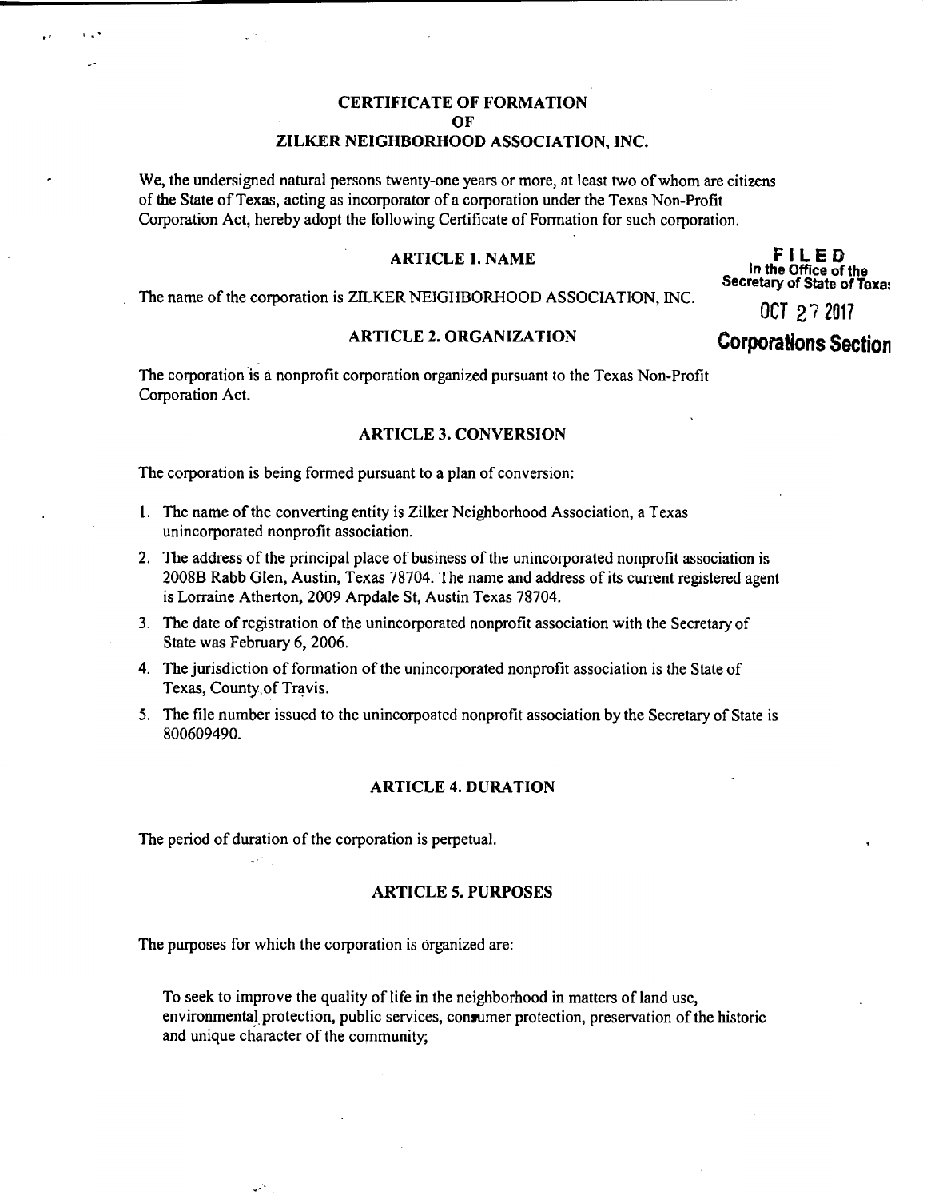# CERTIFICATE OF FORMATION
# OF
# ZILKER NEIGHBORHOOD ASSOCIATION, INC.

We, the undersigned natural persons twenty-one years or more, at least two of whom are citizens of the State of Texas, acting as incorporator of a corporation under the Texas Non-Profit Corporation Act, hereby adopt the following Certificate of Formation for such corporation.

**FILED**
In the Office of the
Secretary of State of Texas

OCT 27 2017

**Corporations Section**

## ARTICLE 1. NAME

The name of the corporation is ZILKER NEIGHBORHOOD ASSOCIATION, INC.

## ARTICLE 2. ORGANIZATION

The corporation is a nonprofit corporation organized pursuant to the Texas Non-Profit Corporation Act.

## ARTICLE 3. CONVERSION

The corporation is being formed pursuant to a plan of conversion:

1. The name of the converting entity is Zilker Neighborhood Association, a Texas unincorporated nonprofit association.
2. The address of the principal place of business of the unincorporated nonprofit association is 2008B Rabb Glen, Austin, Texas 78704. The name and address of its current registered agent is Lorraine Atherton, 2009 Arpdale St, Austin Texas 78704.
3. The date of registration of the unincorporated nonprofit association with the Secretary of State was February 6, 2006.
4. The jurisdiction of formation of the unincorporated nonprofit association is the State of Texas, County of Travis.
5. The file number issued to the unincorpoated nonprofit association by the Secretary of State is 800609490.

## ARTICLE 4. DURATION

The period of duration of the corporation is perpetual.

## ARTICLE 5. PURPOSES

The purposes for which the corporation is organized are:

To seek to improve the quality of life in the neighborhood in matters of land use, environmental protection, public services, consumer protection, preservation of the historic and unique character of the community;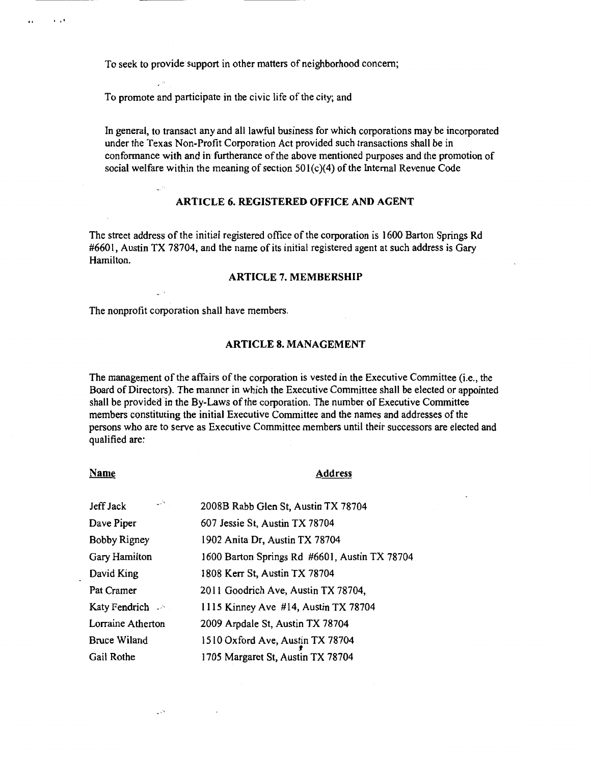To seek to provide support in other matters of neighborhood concern;

To promote and participate in the civic life of the city; and

In general, to transact any and all lawful business for which corporations may be incorporated under the Texas Non-Profit Corporation Act provided such transactions shall be in conformance with and in furtherance of the above mentioned purposes and the promotion of social welfare within the meaning of section 501(c)(4) of the Internal Revenue Code

## ARTICLE 6. REGISTERED OFFICE AND AGENT

The street address of the initial registered office of the corporation is 1600 Barton Springs Rd #6601, Austin TX 78704, and the name of its initial registered agent at such address is Gary Hamilton.

## ARTICLE 7. MEMBERSHIP

The nonprofit corporation shall have members.

## ARTICLE 8. MANAGEMENT

The management of the affairs of the corporation is vested in the Executive Committee (i.e., the Board of Directors). The manner in which the Executive Committee shall be elected or appointed shall be provided in the By-Laws of the corporation. The number of Executive Committee members constituting the initial Executive Committee and the names and addresses of the persons who are to serve as Executive Committee members until their successors are elected and qualified are:

| Name | Address |
|---|---|
| Jeff Jack | 2008B Rabb Glen St, Austin TX 78704 |
| Dave Piper | 607 Jessie St, Austin TX 78704 |
| Bobby Rigney | 1902 Anita Dr, Austin TX 78704 |
| Gary Hamilton | 1600 Barton Springs Rd #6601, Austin TX 78704 |
| David King | 1808 Kerr St, Austin TX 78704 |
| Pat Cramer | 2011 Goodrich Ave, Austin TX 78704, |
| Katy Fendrich | 1115 Kinney Ave #14, Austin TX 78704 |
| Lorraine Atherton | 2009 Arpdale St, Austin TX 78704 |
| Bruce Wiland | 1510 Oxford Ave, Austin TX 78704 |
| Gail Rothe | 1705 Margaret St, Austin TX 78704 |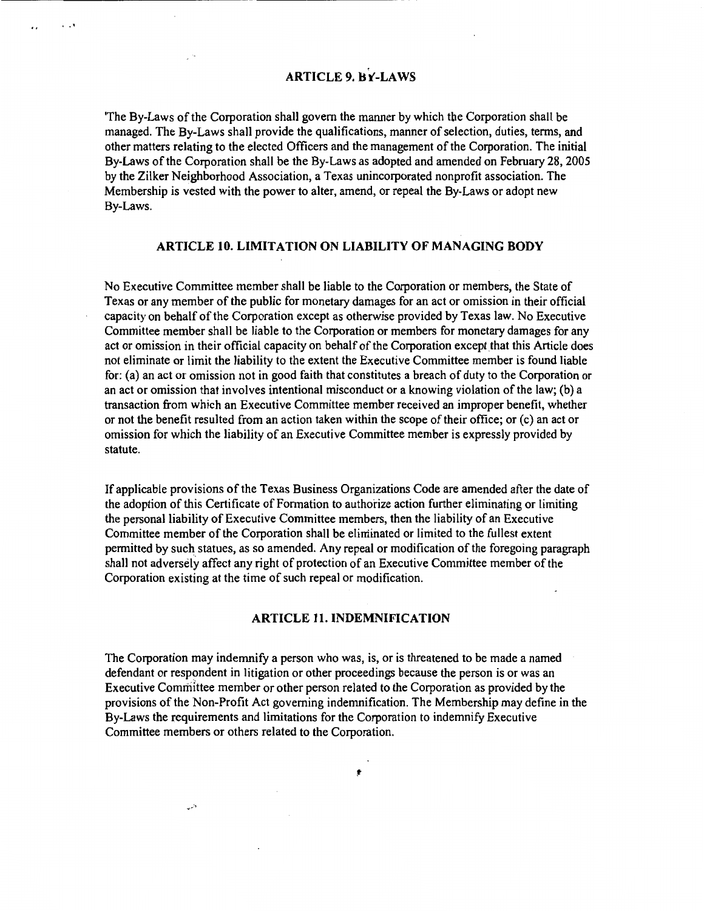## ARTICLE 9. BY-LAWS

The By-Laws of the Corporation shall govern the manner by which the Corporation shall be managed. The By-Laws shall provide the qualifications, manner of selection, duties, terms, and other matters relating to the elected Officers and the management of the Corporation. The initial By-Laws of the Corporation shall be the By-Laws as adopted and amended on February 28, 2005 by the Zilker Neighborhood Association, a Texas unincorporated nonprofit association. The Membership is vested with the power to alter, amend, or repeal the By-Laws or adopt new By-Laws.

## ARTICLE 10. LIMITATION ON LIABILITY OF MANAGING BODY

No Executive Committee member shall be liable to the Corporation or members, the State of Texas or any member of the public for monetary damages for an act or omission in their official capacity on behalf of the Corporation except as otherwise provided by Texas law. No Executive Committee member shall be liable to the Corporation or members for monetary damages for any act or omission in their official capacity on behalf of the Corporation except that this Article does not eliminate or limit the liability to the extent the Executive Committee member is found liable for: (a) an act or omission not in good faith that constitutes a breach of duty to the Corporation or an act or omission that involves intentional misconduct or a knowing violation of the law; (b) a transaction from which an Executive Committee member received an improper benefit, whether or not the benefit resulted from an action taken within the scope of their office; or (c) an act or omission for which the liability of an Executive Committee member is expressly provided by statute.

If applicable provisions of the Texas Business Organizations Code are amended after the date of the adoption of this Certificate of Formation to authorize action further eliminating or limiting the personal liability of Executive Committee members, then the liability of an Executive Committee member of the Corporation shall be eliminated or limited to the fullest extent permitted by such statues, as so amended. Any repeal or modification of the foregoing paragraph shall not adversely affect any right of protection of an Executive Committee member of the Corporation existing at the time of such repeal or modification.

## ARTICLE 11. INDEMNIFICATION

The Corporation may indemnify a person who was, is, or is threatened to be made a named defendant or respondent in litigation or other proceedings because the person is or was an Executive Committee member or other person related to the Corporation as provided by the provisions of the Non-Profit Act governing indemnification. The Membership may define in the By-Laws the requirements and limitations for the Corporation to indemnify Executive Committee members or others related to the Corporation.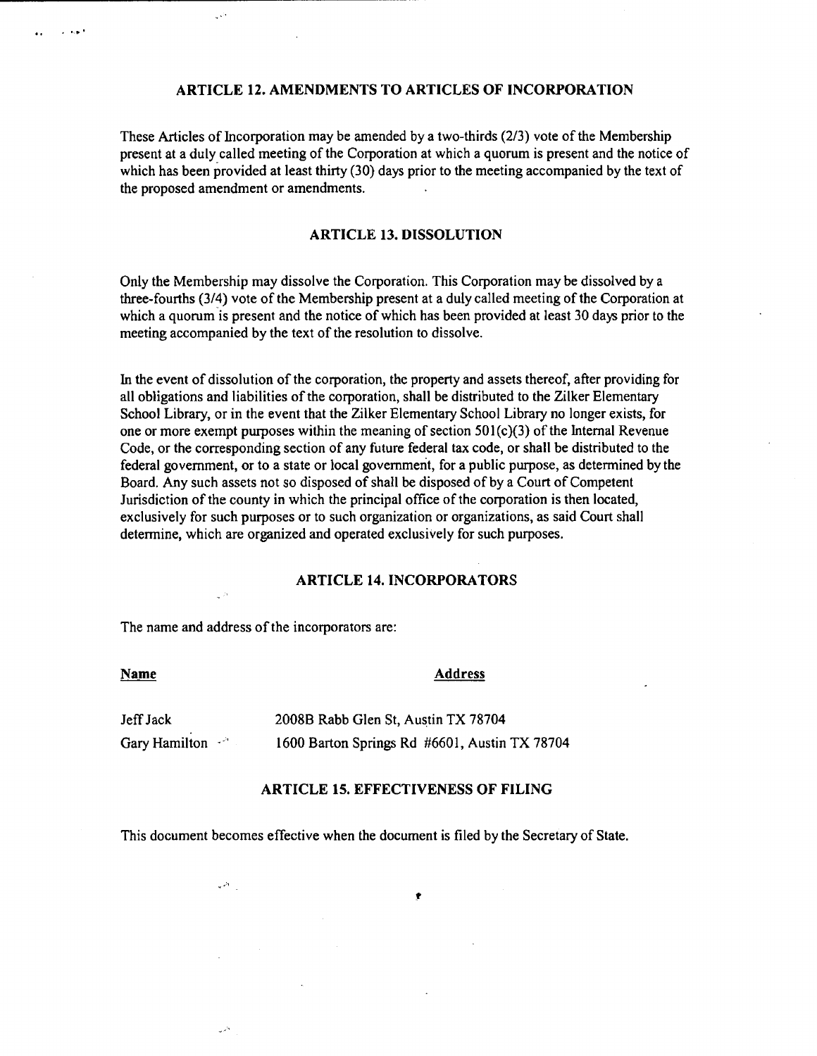## ARTICLE 12. AMENDMENTS TO ARTICLES OF INCORPORATION

These Articles of Incorporation may be amended by a two-thirds (2/3) vote of the Membership present at a duly called meeting of the Corporation at which a quorum is present and the notice of which has been provided at least thirty (30) days prior to the meeting accompanied by the text of the proposed amendment or amendments.

## ARTICLE 13. DISSOLUTION

Only the Membership may dissolve the Corporation. This Corporation may be dissolved by a three-fourths (3/4) vote of the Membership present at a duly called meeting of the Corporation at which a quorum is present and the notice of which has been provided at least 30 days prior to the meeting accompanied by the text of the resolution to dissolve.

In the event of dissolution of the corporation, the property and assets thereof, after providing for all obligations and liabilities of the corporation, shall be distributed to the Zilker Elementary School Library, or in the event that the Zilker Elementary School Library no longer exists, for one or more exempt purposes within the meaning of section 501(c)(3) of the Internal Revenue Code, or the corresponding section of any future federal tax code, or shall be distributed to the federal government, or to a state or local government, for a public purpose, as determined by the Board. Any such assets not so disposed of shall be disposed of by a Court of Competent Jurisdiction of the county in which the principal office of the corporation is then located, exclusively for such purposes or to such organization or organizations, as said Court shall determine, which are organized and operated exclusively for such purposes.

## ARTICLE 14. INCORPORATORS

The name and address of the incorporators are:

| **Name** | **Address** |
|---|---|
| Jeff Jack | 2008B Rabb Glen St, Austin TX 78704 |
| Gary Hamilton | 1600 Barton Springs Rd #6601, Austin TX 78704 |

## ARTICLE 15. EFFECTIVENESS OF FILING

This document becomes effective when the document is filed by the Secretary of State.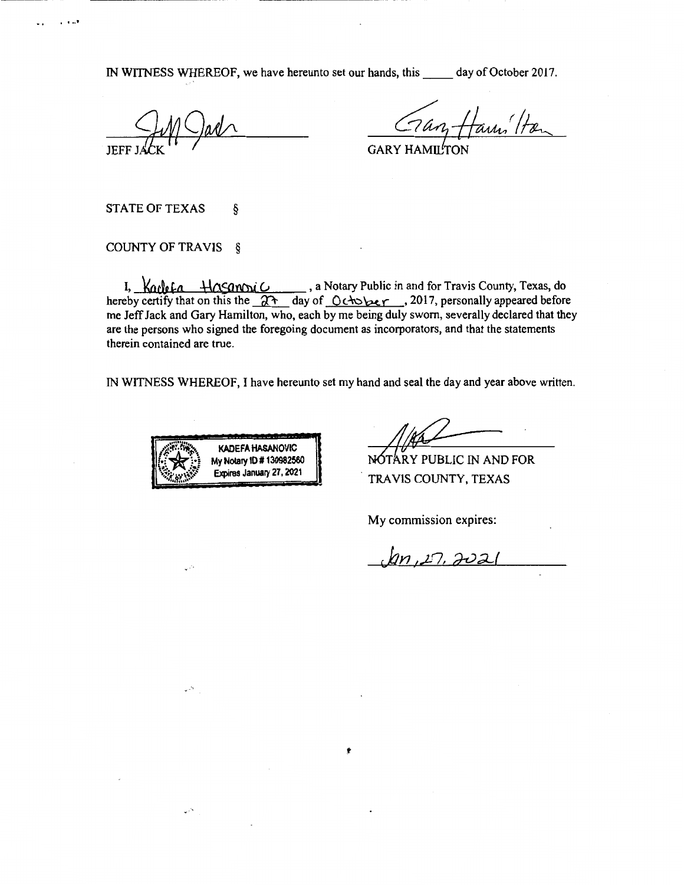IN WITNESS WHEREOF, we have hereunto set our hands, this _____ day of October 2017.

JEFF JACK

GARY HAMILTON

STATE OF TEXAS §

COUNTY OF TRAVIS §

I, Kadefa Hasanovic, a Notary Public in and for Travis County, Texas, do hereby certify that on this the 27 day of October, 2017, personally appeared before me Jeff Jack and Gary Hamilton, who, each by me being duly sworn, severally declared that they are the persons who signed the foregoing document as incorporators, and that the statements therein contained are true.

IN WITNESS WHEREOF, I have hereunto set my hand and seal the day and year above written.

KADEFA HASANOVIC
My Notary ID # 130982560
Expires January 27, 2021

NOTARY PUBLIC IN AND FOR
TRAVIS COUNTY, TEXAS

My commission expires:

Jan, 27, 2021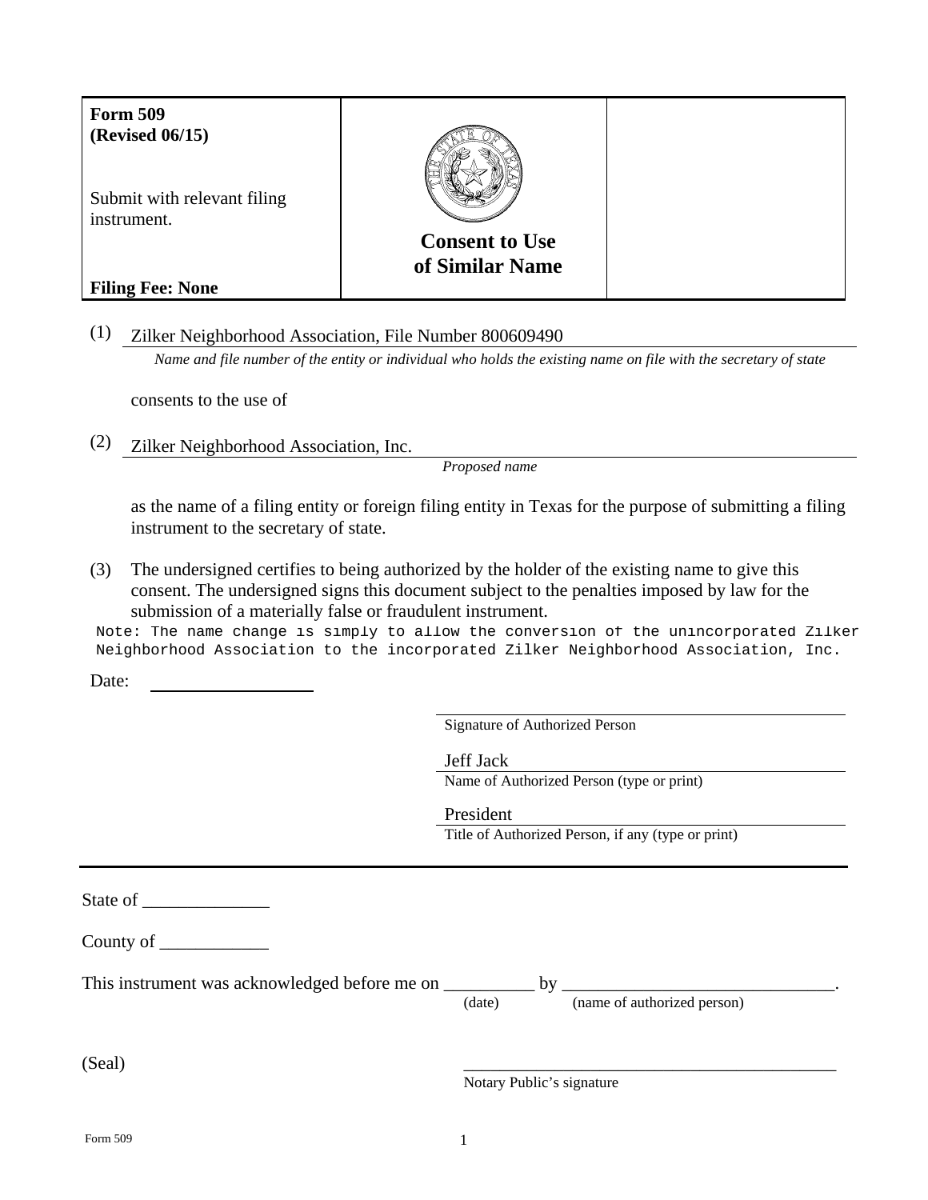| **Form 509** **(Revised 06/15)** Submit with relevant filing instrument. **Filing Fee: None** | **Consent to Use of Similar Name** | |
| --- | --- | --- |

(1) Zilker Neighborhood Association, File Number 800609490
*Name and file number of the entity or individual who holds the existing name on file with the secretary of state*

consents to the use of

(2) Zilker Neighborhood Association, Inc.
*Proposed name*

as the name of a filing entity or foreign filing entity in Texas for the purpose of submitting a filing instrument to the secretary of state.

(3) The undersigned certifies to being authorized by the holder of the existing name to give this consent. The undersigned signs this document subject to the penalties imposed by law for the submission of a materially false or fraudulent instrument.

Note: The name change is simply to allow the conversion of the unincorporated Zilker Neighborhood Association to the incorporated Zilker Neighborhood Association, Inc.

Date: ____________________

______________________________
Signature of Authorized Person

Jeff Jack
Name of Authorized Person (type or print)

President
Title of Authorized Person, if any (type or print)

---

State of ______________

County of ____________

This instrument was acknowledged before me on __________ (date) by ______________________________ (name of authorized person).

(Seal)

______________________________
Notary Public's signature

Form 509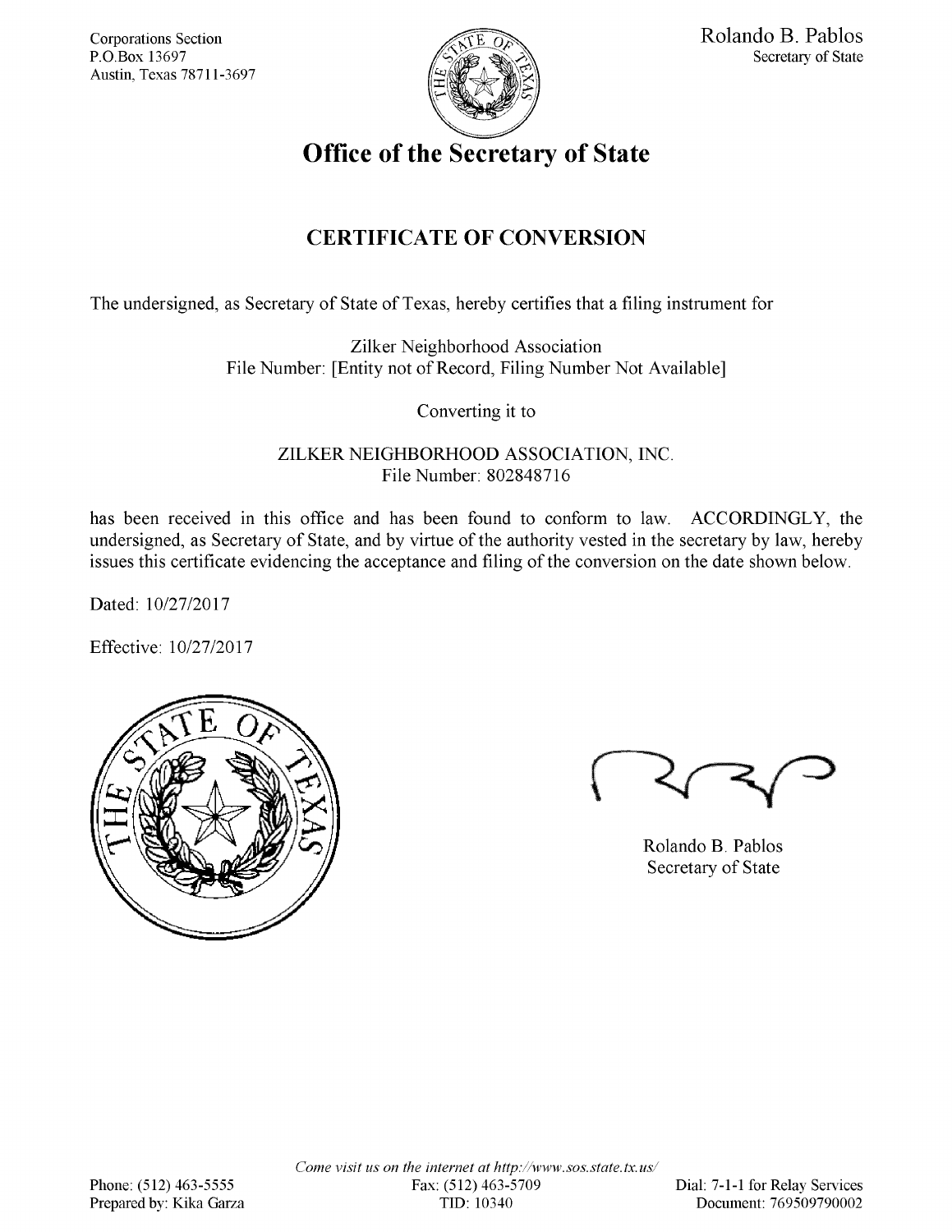Corporations Section
P.O.Box 13697
Austin, Texas 78711-3697

Rolando B. Pablos
Secretary of State

# Office of the Secretary of State

## CERTIFICATE OF CONVERSION

The undersigned, as Secretary of State of Texas, hereby certifies that a filing instrument for

Zilker Neighborhood Association
File Number: [Entity not of Record, Filing Number Not Available]

Converting it to

ZILKER NEIGHBORHOOD ASSOCIATION, INC.
File Number: 802848716

has been received in this office and has been found to conform to law. ACCORDINGLY, the undersigned, as Secretary of State, and by virtue of the authority vested in the secretary by law, hereby issues this certificate evidencing the acceptance and filing of the conversion on the date shown below.

Dated: 10/27/2017

Effective: 10/27/2017

Rolando B. Pablos
Secretary of State

*Come visit us on the internet at http://www.sos.state.tx.us/*

Phone: (512) 463-5555
Prepared by: Kika Garza

Fax: (512) 463-5709
TID: 10340

Dial: 7-1-1 for Relay Services
Document: 769509790002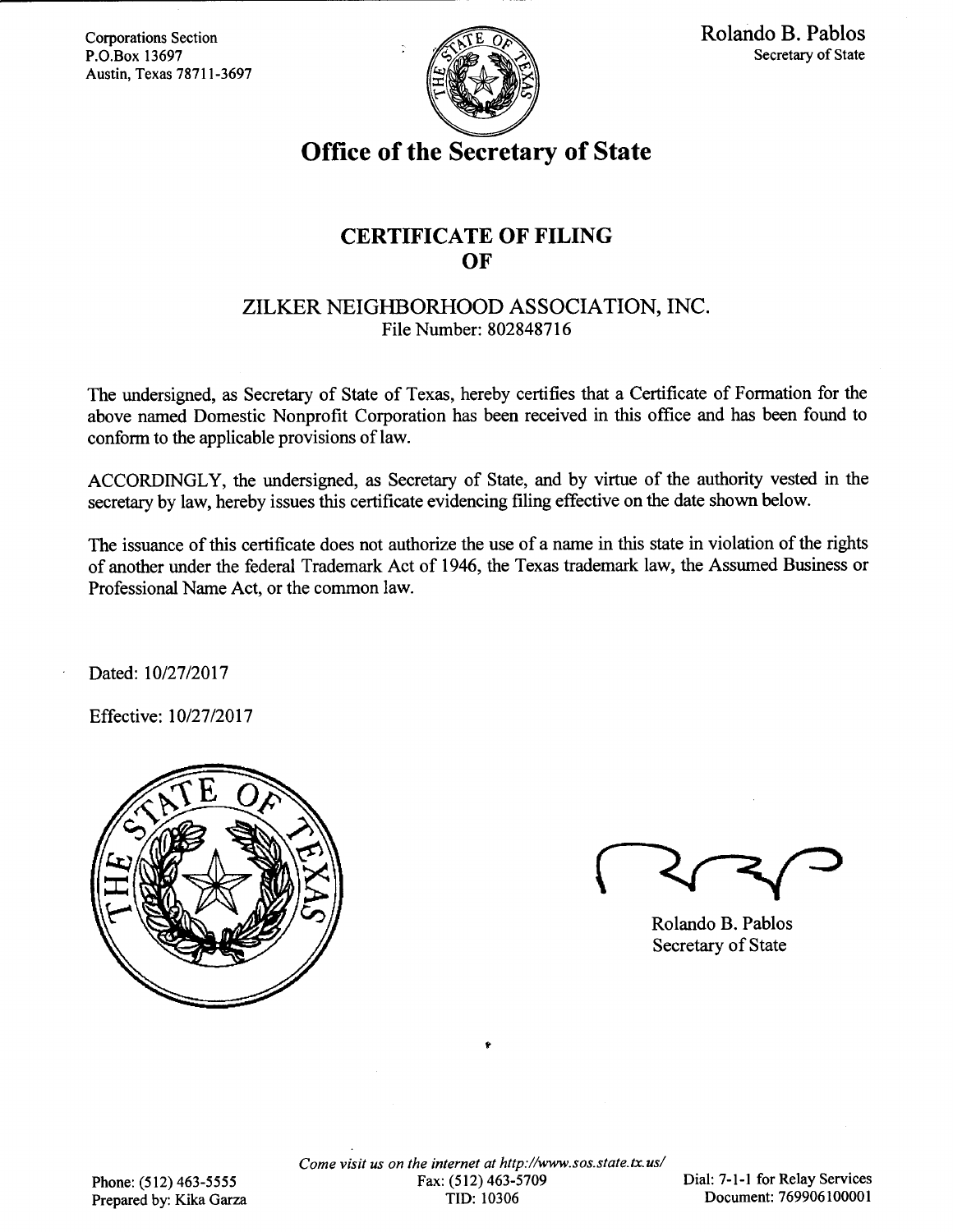Corporations Section
P.O.Box 13697
Austin, Texas 78711-3697

Rolando B. Pablos
Secretary of State

# Office of the Secretary of State

## CERTIFICATE OF FILING
## OF

ZILKER NEIGHBORHOOD ASSOCIATION, INC.
File Number: 802848716

The undersigned, as Secretary of State of Texas, hereby certifies that a Certificate of Formation for the above named Domestic Nonprofit Corporation has been received in this office and has been found to conform to the applicable provisions of law.

ACCORDINGLY, the undersigned, as Secretary of State, and by virtue of the authority vested in the secretary by law, hereby issues this certificate evidencing filing effective on the date shown below.

The issuance of this certificate does not authorize the use of a name in this state in violation of the rights of another under the federal Trademark Act of 1946, the Texas trademark law, the Assumed Business or Professional Name Act, or the common law.

Dated: 10/27/2017

Effective: 10/27/2017

Rolando B. Pablos
Secretary of State

*Come visit us on the internet at http://www.sos.state.tx.us/*

Phone: (512) 463-5555
Prepared by: Kika Garza

Fax: (512) 463-5709
TID: 10306

Dial: 7-1-1 for Relay Services
Document: 769906100001